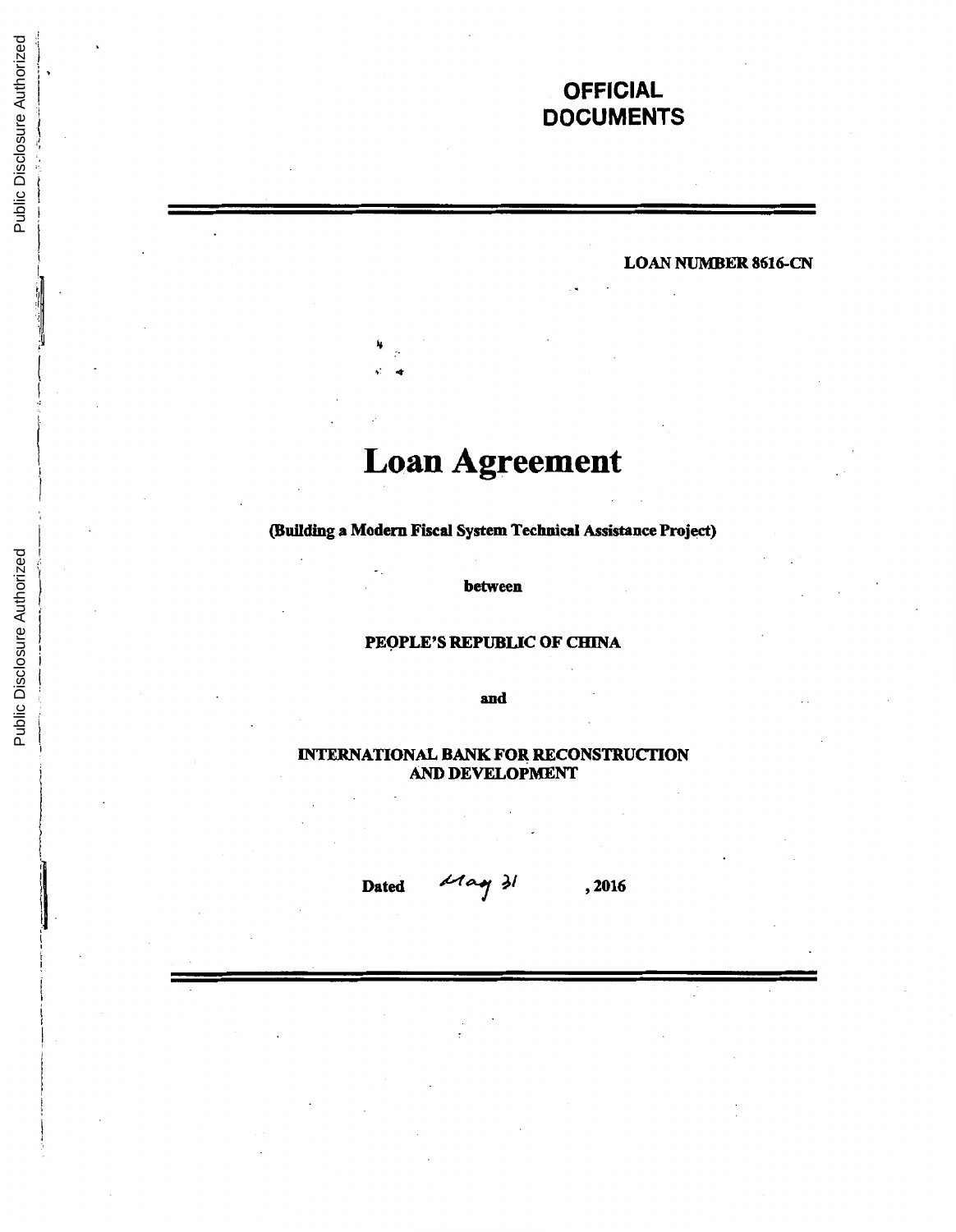**OFFICIAL DOCUMENTS**

**LOAN NUMBER 8616-CN**

# Loan Agreement

**(Building a Modern Fiscal System Technical Assistance Project)**

**between**

**PEOPLE'S REPUBLIC OF CHINA**

**and**

**INTERNATIONAL BANK FOR RECONSTRUCTION AND DEVELOPMENT**

**Dated** May 31 **, 2016**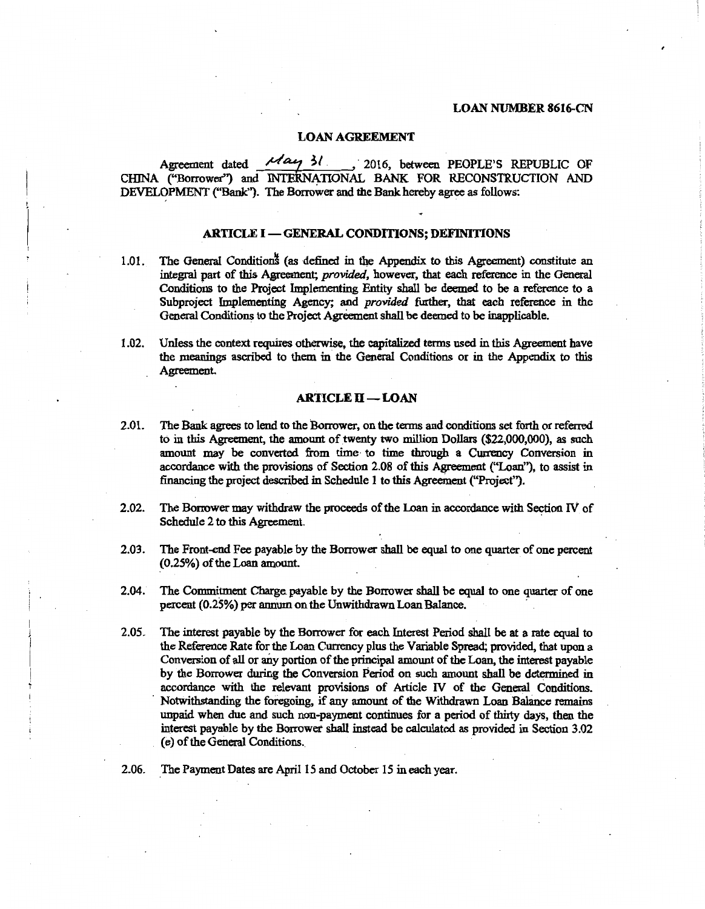**LOAN NUMBER 8616-CN**

# LOAN AGREEMENT

Agreement dated May 31, 2016, between PEOPLE'S REPUBLIC OF CHINA ("Borrower") and INTERNATIONAL BANK FOR RECONSTRUCTION AND DEVELOPMENT ("Bank"). The Borrower and the Bank hereby agree as follows:

## ARTICLE I — GENERAL CONDITIONS; DEFINITIONS

1.01. The General Conditions (as defined in the Appendix to this Agreement) constitute an integral part of this Agreement; *provided*, however, that each reference in the General Conditions to the Project Implementing Entity shall be deemed to be a reference to a Subproject Implementing Agency; and *provided* further, that each reference in the General Conditions to the Project Agreement shall be deemed to be inapplicable.

1.02. Unless the context requires otherwise, the capitalized terms used in this Agreement have the meanings ascribed to them in the General Conditions or in the Appendix to this Agreement.

## ARTICLE II — LOAN

2.01. The Bank agrees to lend to the Borrower, on the terms and conditions set forth or referred to in this Agreement, the amount of twenty two million Dollars ($22,000,000), as such amount may be converted from time to time through a Currency Conversion in accordance with the provisions of Section 2.08 of this Agreement ("Loan"), to assist in financing the project described in Schedule 1 to this Agreement ("Project").

2.02. The Borrower may withdraw the proceeds of the Loan in accordance with Section IV of Schedule 2 to this Agreement.

2.03. The Front-end Fee payable by the Borrower shall be equal to one quarter of one percent (0.25%) of the Loan amount.

2.04. The Commitment Charge payable by the Borrower shall be equal to one quarter of one percent (0.25%) per annum on the Unwithdrawn Loan Balance.

2.05. The interest payable by the Borrower for each Interest Period shall be at a rate equal to the Reference Rate for the Loan Currency plus the Variable Spread; provided, that upon a Conversion of all or any portion of the principal amount of the Loan, the interest payable by the Borrower during the Conversion Period on such amount shall be determined in accordance with the relevant provisions of Article IV of the General Conditions. Notwithstanding the foregoing, if any amount of the Withdrawn Loan Balance remains unpaid when due and such non-payment continues for a period of thirty days, then the interest payable by the Borrower shall instead be calculated as provided in Section 3.02 (e) of the General Conditions.

2.06. The Payment Dates are April 15 and October 15 in each year.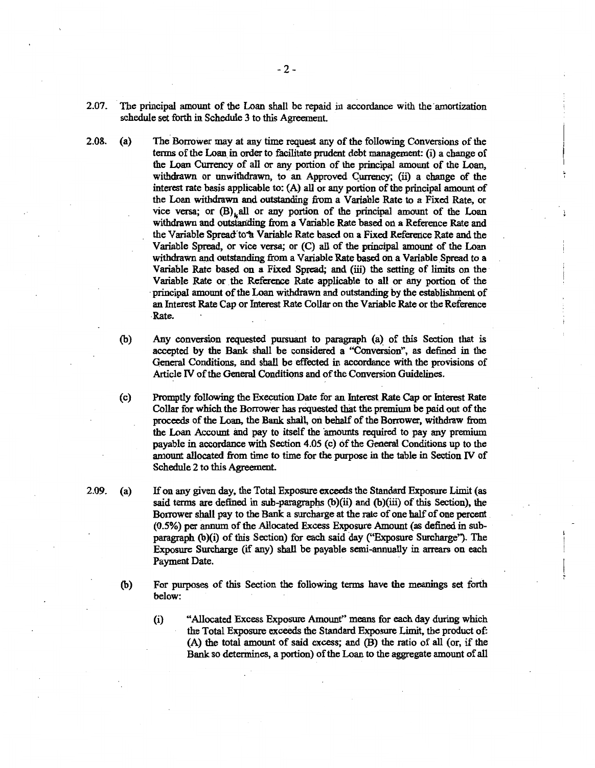2.07. The principal amount of the Loan shall be repaid in accordance with the amortization schedule set forth in Schedule 3 to this Agreement.

2.08. (a) The Borrower may at any time request any of the following Conversions of the terms of the Loan in order to facilitate prudent debt management: (i) a change of the Loan Currency of all or any portion of the principal amount of the Loan, withdrawn or unwithdrawn, to an Approved Currency; (ii) a change of the interest rate basis applicable to: (A) all or any portion of the principal amount of the Loan withdrawn and outstanding from a Variable Rate to a Fixed Rate, or vice versa; or (B) all or any portion of the principal amount of the Loan withdrawn and outstanding from a Variable Rate based on a Reference Rate and the Variable Spread to a Variable Rate based on a Fixed Reference Rate and the Variable Spread, or vice versa; or (C) all of the principal amount of the Loan withdrawn and outstanding from a Variable Rate based on a Variable Spread to a Variable Rate based on a Fixed Spread; and (iii) the setting of limits on the Variable Rate or the Reference Rate applicable to all or any portion of the principal amount of the Loan withdrawn and outstanding by the establishment of an Interest Rate Cap or Interest Rate Collar on the Variable Rate or the Reference Rate.

(b) Any conversion requested pursuant to paragraph (a) of this Section that is accepted by the Bank shall be considered a "Conversion", as defined in the General Conditions, and shall be effected in accordance with the provisions of Article IV of the General Conditions and of the Conversion Guidelines.

(c) Promptly following the Execution Date for an Interest Rate Cap or Interest Rate Collar for which the Borrower has requested that the premium be paid out of the proceeds of the Loan, the Bank shall, on behalf of the Borrower, withdraw from the Loan Account and pay to itself the amounts required to pay any premium payable in accordance with Section 4.05 (c) of the General Conditions up to the amount allocated from time to time for the purpose in the table in Section IV of Schedule 2 to this Agreement.

2.09. (a) If on any given day, the Total Exposure exceeds the Standard Exposure Limit (as said terms are defined in sub-paragraphs (b)(ii) and (b)(iii) of this Section), the Borrower shall pay to the Bank a surcharge at the rate of one half of one percent (0.5%) per annum of the Allocated Excess Exposure Amount (as defined in sub-paragraph (b)(i) of this Section) for each said day ("Exposure Surcharge"). The Exposure Surcharge (if any) shall be payable semi-annually in arrears on each Payment Date.

(b) For purposes of this Section the following terms have the meanings set forth below:

(i) "Allocated Excess Exposure Amount" means for each day during which the Total Exposure exceeds the Standard Exposure Limit, the product of: (A) the total amount of said excess; and (B) the ratio of all (or, if the Bank so determines, a portion) of the Loan to the aggregate amount of all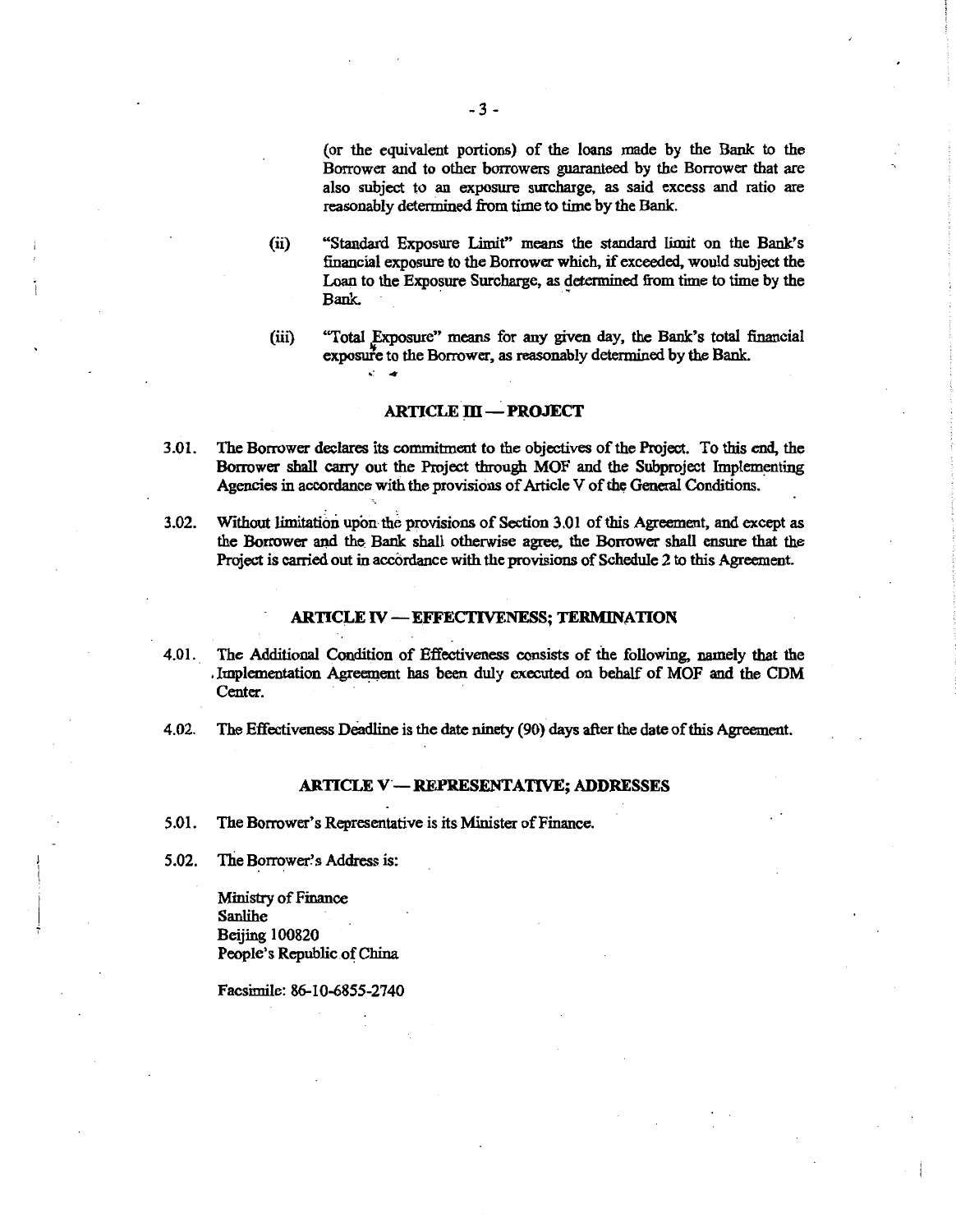(or the equivalent portions) of the loans made by the Bank to the Borrower and to other borrowers guaranteed by the Borrower that are also subject to an exposure surcharge, as said excess and ratio are reasonably determined from time to time by the Bank.

(ii) "Standard Exposure Limit" means the standard limit on the Bank's financial exposure to the Borrower which, if exceeded, would subject the Loan to the Exposure Surcharge, as determined from time to time by the Bank.

(iii) "Total Exposure" means for any given day, the Bank's total financial exposure to the Borrower, as reasonably determined by the Bank.

## ARTICLE III — PROJECT

3.01. The Borrower declares its commitment to the objectives of the Project. To this end, the Borrower shall carry out the Project through MOF and the Subproject Implementing Agencies in accordance with the provisions of Article V of the General Conditions.

3.02. Without limitation upon the provisions of Section 3.01 of this Agreement, and except as the Borrower and the Bank shall otherwise agree, the Borrower shall ensure that the Project is carried out in accordance with the provisions of Schedule 2 to this Agreement.

## ARTICLE IV — EFFECTIVENESS; TERMINATION

4.01. The Additional Condition of Effectiveness consists of the following, namely that the Implementation Agreement has been duly executed on behalf of MOF and the CDM Center.

4.02. The Effectiveness Deadline is the date ninety (90) days after the date of this Agreement.

## ARTICLE V — REPRESENTATIVE; ADDRESSES

5.01. The Borrower's Representative is its Minister of Finance.

5.02. The Borrower's Address is:

Ministry of Finance
Sanlihe
Beijing 100820
People's Republic of China

Facsimile: 86-10-6855-2740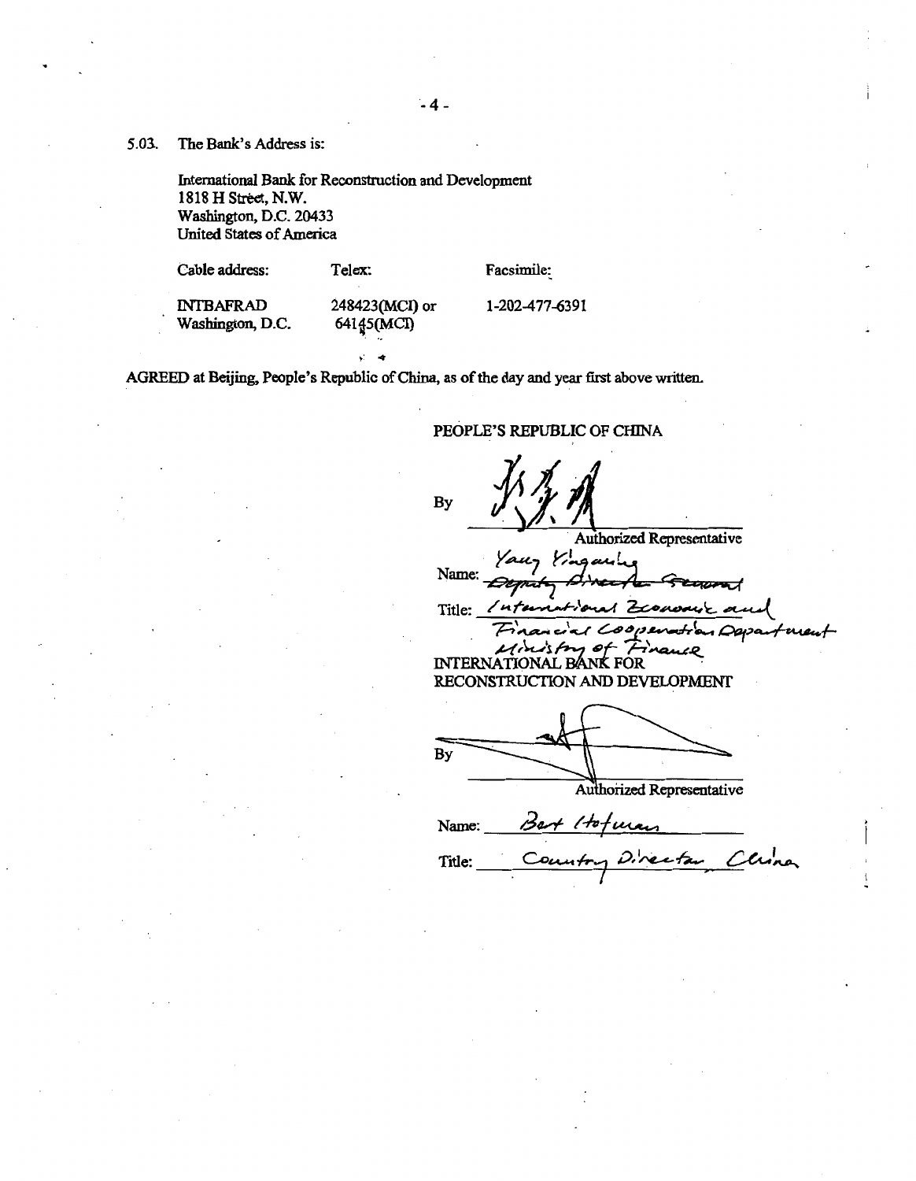5.03. The Bank's Address is:

International Bank for Reconstruction and Development
1818 H Street, N.W.
Washington, D.C. 20433
United States of America

| Cable address: | Telex: | Facsimile: |
| --- | --- | --- |
| INTBAFRAD Washington, D.C. | 248423(MCI) or 64145(MCI) | 1-202-477-6391 |

AGREED at Beijing, People's Republic of China, as of the day and year first above written.

PEOPLE'S REPUBLIC OF CHINA

By ______________________
Authorized Representative

Name: Yang Yingming
~~Deputy Director General~~

Title: International Economic and Financial Cooperation Department Ministry of Finance

INTERNATIONAL BANK FOR RECONSTRUCTION AND DEVELOPMENT

By ______________________
Authorized Representative

Name: Bert Hofman

Title: Country Director, China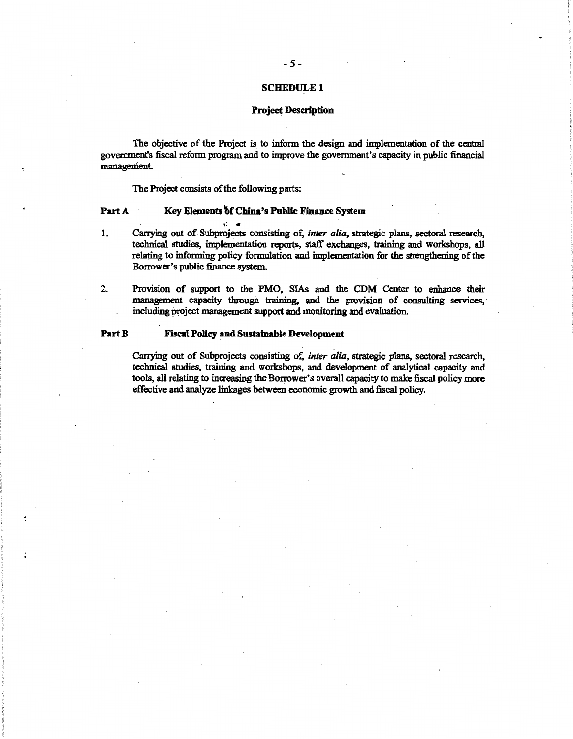## SCHEDULE 1

### Project Description

The objective of the Project is to inform the design and implementation of the central government's fiscal reform program and to improve the government's capacity in public financial management.

The Project consists of the following parts:

**Part A Key Elements of China's Public Finance System**

1. Carrying out of Subprojects consisting of, *inter alia*, strategic plans, sectoral research, technical studies, implementation reports, staff exchanges, training and workshops, all relating to informing policy formulation and implementation for the strengthening of the Borrower's public finance system.

2. Provision of support to the PMO, SIAs and the CDM Center to enhance their management capacity through training, and the provision of consulting services, including project management support and monitoring and evaluation.

**Part B Fiscal Policy and Sustainable Development**

Carrying out of Subprojects consisting of, *inter alia*, strategic plans, sectoral research, technical studies, training and workshops, and development of analytical capacity and tools, all relating to increasing the Borrower's overall capacity to make fiscal policy more effective and analyze linkages between economic growth and fiscal policy.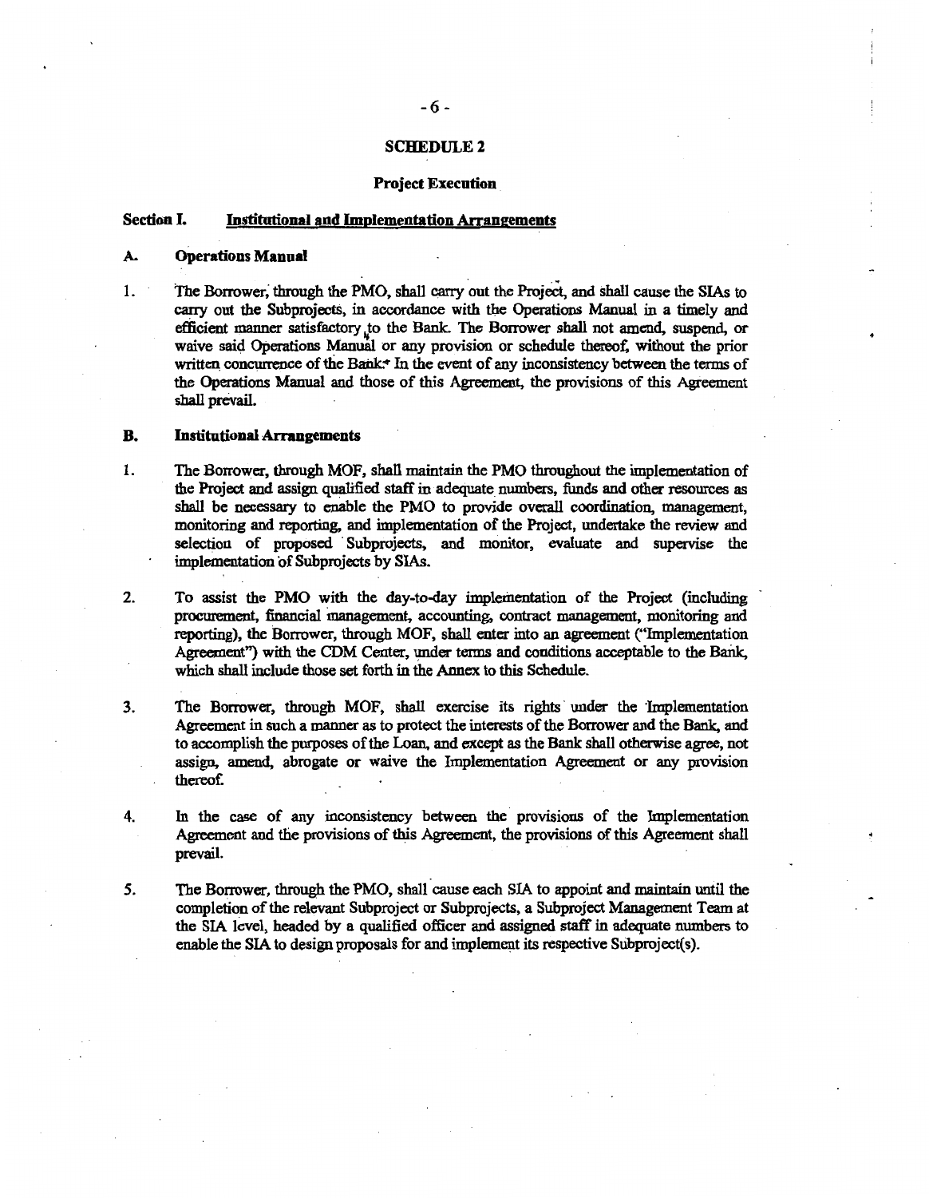## SCHEDULE 2

### Project Execution

**Section I. Institutional and Implementation Arrangements**

**A. Operations Manual**

1. The Borrower, through the PMO, shall carry out the Project, and shall cause the SIAs to carry out the Subprojects, in accordance with the Operations Manual in a timely and efficient manner satisfactory to the Bank. The Borrower shall not amend, suspend, or waive said Operations Manual or any provision or schedule thereof, without the prior written concurrence of the Bank. In the event of any inconsistency between the terms of the Operations Manual and those of this Agreement, the provisions of this Agreement shall prevail.

**B. Institutional Arrangements**

1. The Borrower, through MOF, shall maintain the PMO throughout the implementation of the Project and assign qualified staff in adequate numbers, funds and other resources as shall be necessary to enable the PMO to provide overall coordination, management, monitoring and reporting, and implementation of the Project, undertake the review and selection of proposed Subprojects, and monitor, evaluate and supervise the implementation of Subprojects by SIAs.

2. To assist the PMO with the day-to-day implementation of the Project (including procurement, financial management, accounting, contract management, monitoring and reporting), the Borrower, through MOF, shall enter into an agreement ("Implementation Agreement") with the CDM Center, under terms and conditions acceptable to the Bank, which shall include those set forth in the Annex to this Schedule.

3. The Borrower, through MOF, shall exercise its rights under the Implementation Agreement in such a manner as to protect the interests of the Borrower and the Bank, and to accomplish the purposes of the Loan, and except as the Bank shall otherwise agree, not assign, amend, abrogate or waive the Implementation Agreement or any provision thereof.

4. In the case of any inconsistency between the provisions of the Implementation Agreement and the provisions of this Agreement, the provisions of this Agreement shall prevail.

5. The Borrower, through the PMO, shall cause each SIA to appoint and maintain until the completion of the relevant Subproject or Subprojects, a Subproject Management Team at the SIA level, headed by a qualified officer and assigned staff in adequate numbers to enable the SIA to design proposals for and implement its respective Subproject(s).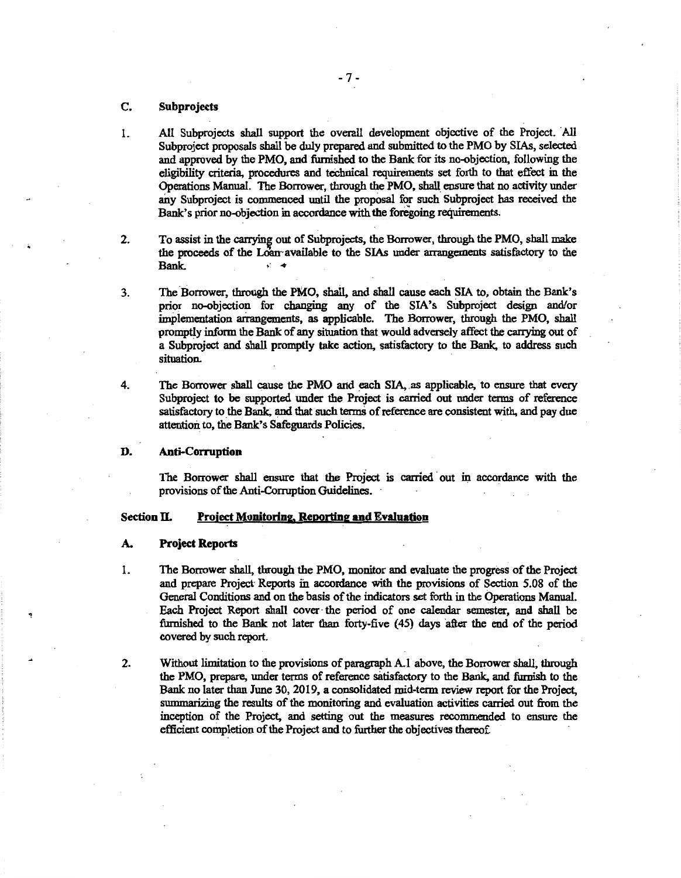### C. Subprojects

1. All Subprojects shall support the overall development objective of the Project. All Subproject proposals shall be duly prepared and submitted to the PMO by SIAs, selected and approved by the PMO, and furnished to the Bank for its no-objection, following the eligibility criteria, procedures and technical requirements set forth to that effect in the Operations Manual. The Borrower, through the PMO, shall ensure that no activity under any Subproject is commenced until the proposal for such Subproject has received the Bank's prior no-objection in accordance with the foregoing requirements.

2. To assist in the carrying out of Subprojects, the Borrower, through the PMO, shall make the proceeds of the Loan available to the SIAs under arrangements satisfactory to the Bank.

3. The Borrower, through the PMO, shall, and shall cause each SIA to, obtain the Bank's prior no-objection for changing any of the SIA's Subproject design and/or implementation arrangements, as applicable. The Borrower, through the PMO, shall promptly inform the Bank of any situation that would adversely affect the carrying out of a Subproject and shall promptly take action, satisfactory to the Bank, to address such situation.

4. The Borrower shall cause the PMO and each SIA, as applicable, to ensure that every Subproject to be supported under the Project is carried out under terms of reference satisfactory to the Bank, and that such terms of reference are consistent with, and pay due attention to, the Bank's Safeguards Policies.

### D. Anti-Corruption

The Borrower shall ensure that the Project is carried out in accordance with the provisions of the Anti-Corruption Guidelines.

## Section II. Project Monitoring, Reporting and Evaluation

### A. Project Reports

1. The Borrower shall, through the PMO, monitor and evaluate the progress of the Project and prepare Project Reports in accordance with the provisions of Section 5.08 of the General Conditions and on the basis of the indicators set forth in the Operations Manual. Each Project Report shall cover the period of one calendar semester, and shall be furnished to the Bank not later than forty-five (45) days after the end of the period covered by such report.

2. Without limitation to the provisions of paragraph A.1 above, the Borrower shall, through the PMO, prepare, under terms of reference satisfactory to the Bank, and furnish to the Bank no later than June 30, 2019, a consolidated mid-term review report for the Project, summarizing the results of the monitoring and evaluation activities carried out from the inception of the Project, and setting out the measures recommended to ensure the efficient completion of the Project and to further the objectives thereof.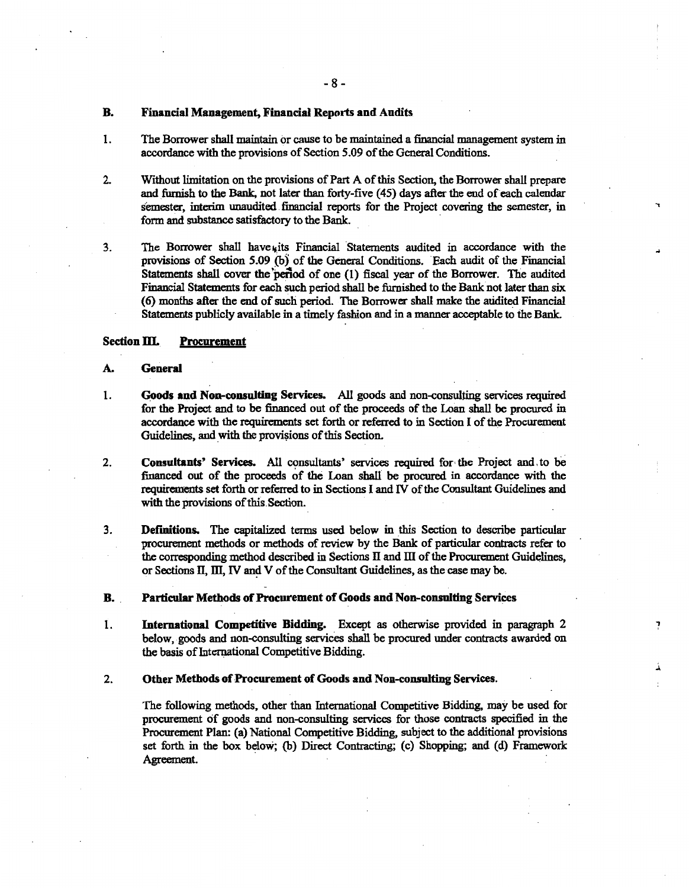### B. Financial Management, Financial Reports and Audits

1. The Borrower shall maintain or cause to be maintained a financial management system in accordance with the provisions of Section 5.09 of the General Conditions.

2. Without limitation on the provisions of Part A of this Section, the Borrower shall prepare and furnish to the Bank, not later than forty-five (45) days after the end of each calendar semester, interim unaudited financial reports for the Project covering the semester, in form and substance satisfactory to the Bank.

3. The Borrower shall have its Financial Statements audited in accordance with the provisions of Section 5.09 (b) of the General Conditions. Each audit of the Financial Statements shall cover the period of one (1) fiscal year of the Borrower. The audited Financial Statements for each such period shall be furnished to the Bank not later than six (6) months after the end of such period. The Borrower shall make the audited Financial Statements publicly available in a timely fashion and in a manner acceptable to the Bank.

## Section III. Procurement

### A. General

1. **Goods and Non-consulting Services.** All goods and non-consulting services required for the Project and to be financed out of the proceeds of the Loan shall be procured in accordance with the requirements set forth or referred to in Section I of the Procurement Guidelines, and with the provisions of this Section.

2. **Consultants' Services.** All consultants' services required for the Project and to be financed out of the proceeds of the Loan shall be procured in accordance with the requirements set forth or referred to in Sections I and IV of the Consultant Guidelines and with the provisions of this Section.

3. **Definitions.** The capitalized terms used below in this Section to describe particular procurement methods or methods of review by the Bank of particular contracts refer to the corresponding method described in Sections II and III of the Procurement Guidelines, or Sections II, III, IV and V of the Consultant Guidelines, as the case may be.

### B. Particular Methods of Procurement of Goods and Non-consulting Services

1. **International Competitive Bidding.** Except as otherwise provided in paragraph 2 below, goods and non-consulting services shall be procured under contracts awarded on the basis of International Competitive Bidding.

2. **Other Methods of Procurement of Goods and Non-consulting Services.**

   The following methods, other than International Competitive Bidding, may be used for procurement of goods and non-consulting services for those contracts specified in the Procurement Plan: (a) National Competitive Bidding, subject to the additional provisions set forth in the box below; (b) Direct Contracting; (c) Shopping; and (d) Framework Agreement.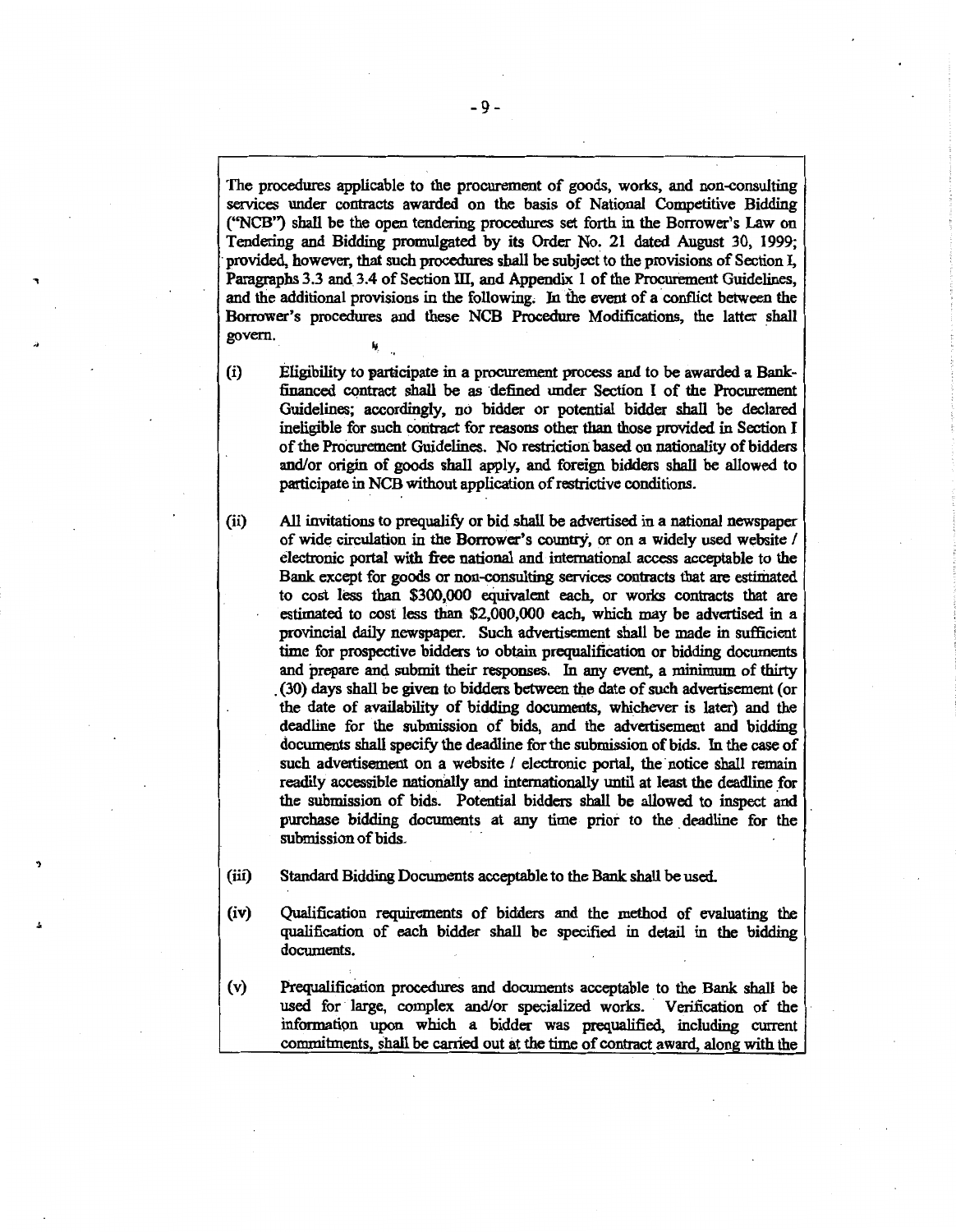The procedures applicable to the procurement of goods, works, and non-consulting services under contracts awarded on the basis of National Competitive Bidding ("NCB") shall be the open tendering procedures set forth in the Borrower's Law on Tendering and Bidding promulgated by its Order No. 21 dated August 30, 1999; provided, however, that such procedures shall be subject to the provisions of Section I, Paragraphs 3.3 and 3.4 of Section III, and Appendix 1 of the Procurement Guidelines, and the additional provisions in the following. In the event of a conflict between the Borrower's procedures and these NCB Procedure Modifications, the latter shall govern.

(i) Eligibility to participate in a procurement process and to be awarded a Bank-financed contract shall be as defined under Section I of the Procurement Guidelines; accordingly, no bidder or potential bidder shall be declared ineligible for such contract for reasons other than those provided in Section I of the Procurement Guidelines. No restriction based on nationality of bidders and/or origin of goods shall apply, and foreign bidders shall be allowed to participate in NCB without application of restrictive conditions.

(ii) All invitations to prequalify or bid shall be advertised in a national newspaper of wide circulation in the Borrower's country, or on a widely used website / electronic portal with free national and international access acceptable to the Bank except for goods or non-consulting services contracts that are estimated to cost less than $300,000 equivalent each, or works contracts that are estimated to cost less than $2,000,000 each, which may be advertised in a provincial daily newspaper. Such advertisement shall be made in sufficient time for prospective bidders to obtain prequalification or bidding documents and prepare and submit their responses. In any event, a minimum of thirty (30) days shall be given to bidders between the date of such advertisement (or the date of availability of bidding documents, whichever is later) and the deadline for the submission of bids, and the advertisement and bidding documents shall specify the deadline for the submission of bids. In the case of such advertisement on a website / electronic portal, the notice shall remain readily accessible nationally and internationally until at least the deadline for the submission of bids. Potential bidders shall be allowed to inspect and purchase bidding documents at any time prior to the deadline for the submission of bids.

(iii) Standard Bidding Documents acceptable to the Bank shall be used.

(iv) Qualification requirements of bidders and the method of evaluating the qualification of each bidder shall be specified in detail in the bidding documents.

(v) Prequalification procedures and documents acceptable to the Bank shall be used for large, complex and/or specialized works. Verification of the information upon which a bidder was prequalified, including current commitments, shall be carried out at the time of contract award, along with the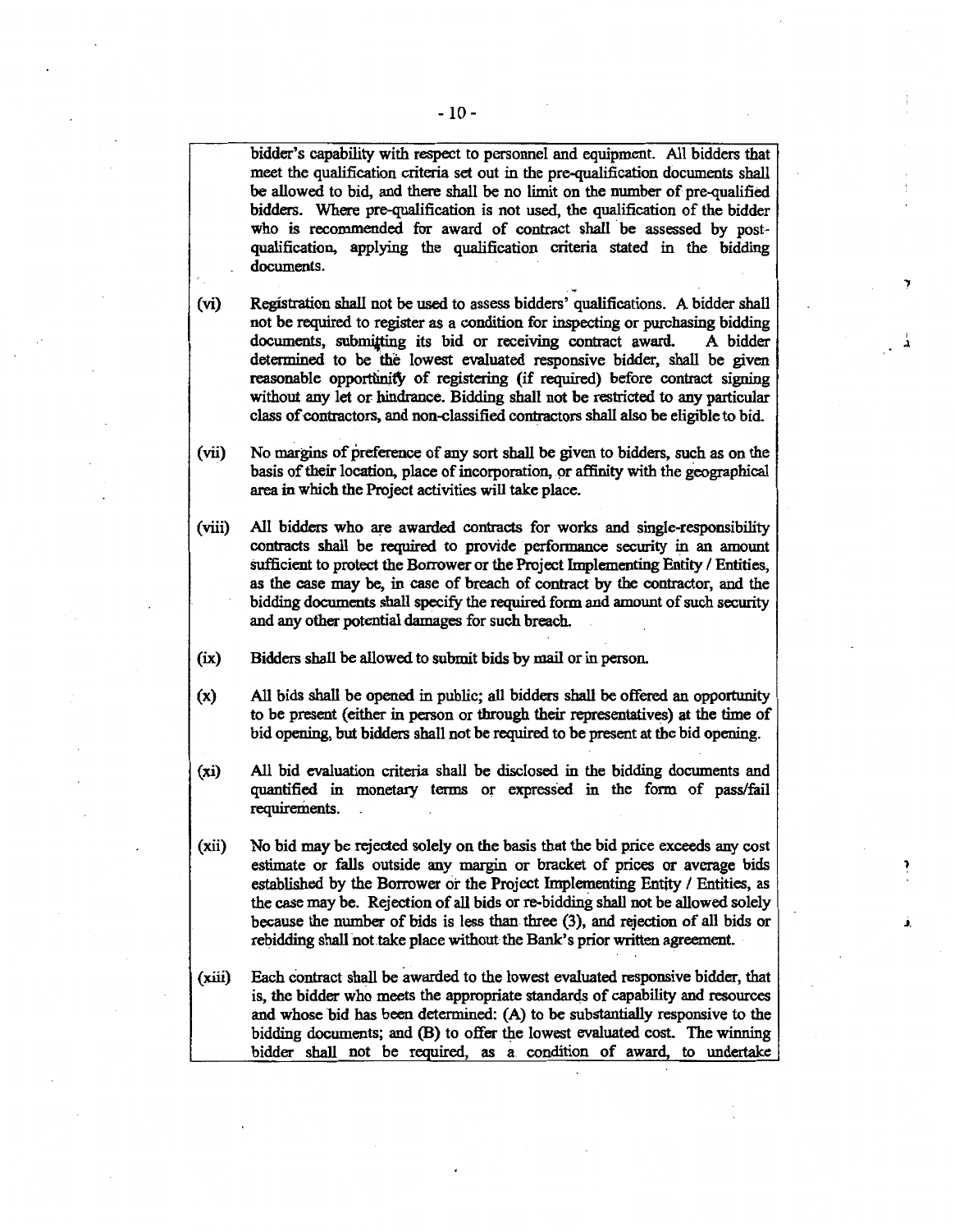bidder's capability with respect to personnel and equipment. All bidders that meet the qualification criteria set out in the pre-qualification documents shall be allowed to bid, and there shall be no limit on the number of pre-qualified bidders. Where pre-qualification is not used, the qualification of the bidder who is recommended for award of contract shall be assessed by post-qualification, applying the qualification criteria stated in the bidding documents.

(vi) Registration shall not be used to assess bidders' qualifications. A bidder shall not be required to register as a condition for inspecting or purchasing bidding documents, submitting its bid or receiving contract award. A bidder determined to be the lowest evaluated responsive bidder, shall be given reasonable opportunity of registering (if required) before contract signing without any let or hindrance. Bidding shall not be restricted to any particular class of contractors, and non-classified contractors shall also be eligible to bid.

(vii) No margins of preference of any sort shall be given to bidders, such as on the basis of their location, place of incorporation, or affinity with the geographical area in which the Project activities will take place.

(viii) All bidders who are awarded contracts for works and single-responsibility contracts shall be required to provide performance security in an amount sufficient to protect the Borrower or the Project Implementing Entity / Entities, as the case may be, in case of breach of contract by the contractor, and the bidding documents shall specify the required form and amount of such security and any other potential damages for such breach.

(ix) Bidders shall be allowed to submit bids by mail or in person.

(x) All bids shall be opened in public; all bidders shall be offered an opportunity to be present (either in person or through their representatives) at the time of bid opening, but bidders shall not be required to be present at the bid opening.

(xi) All bid evaluation criteria shall be disclosed in the bidding documents and quantified in monetary terms or expressed in the form of pass/fail requirements.

(xii) No bid may be rejected solely on the basis that the bid price exceeds any cost estimate or falls outside any margin or bracket of prices or average bids established by the Borrower or the Project Implementing Entity / Entities, as the case may be. Rejection of all bids or re-bidding shall not be allowed solely because the number of bids is less than three (3), and rejection of all bids or rebidding shall not take place without the Bank's prior written agreement.

(xiii) Each contract shall be awarded to the lowest evaluated responsive bidder, that is, the bidder who meets the appropriate standards of capability and resources and whose bid has been determined: (A) to be substantially responsive to the bidding documents; and (B) to offer the lowest evaluated cost. The winning bidder shall not be required, as a condition of award, to undertake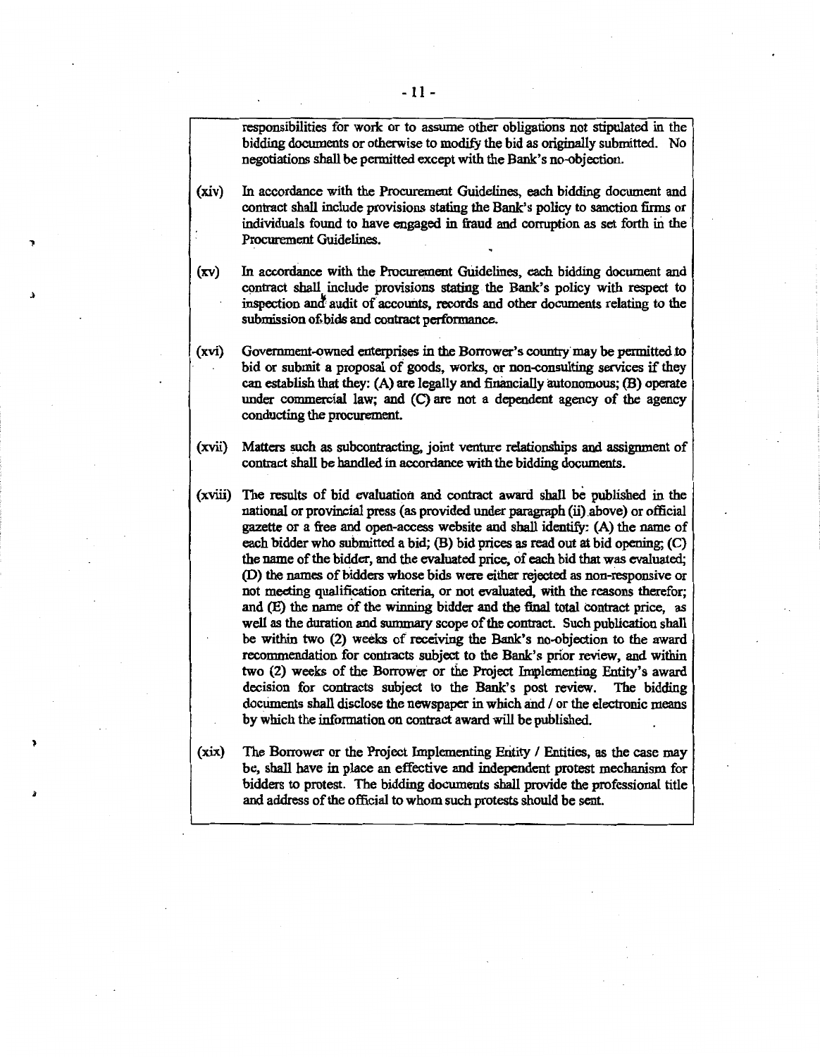responsibilities for work or to assume other obligations not stipulated in the bidding documents or otherwise to modify the bid as originally submitted. No negotiations shall be permitted except with the Bank's no-objection.

(xiv) In accordance with the Procurement Guidelines, each bidding document and contract shall include provisions stating the Bank's policy to sanction firms or individuals found to have engaged in fraud and corruption as set forth in the Procurement Guidelines.

(xv) In accordance with the Procurement Guidelines, each bidding document and contract shall include provisions stating the Bank's policy with respect to inspection and audit of accounts, records and other documents relating to the submission of bids and contract performance.

(xvi) Government-owned enterprises in the Borrower's country may be permitted to bid or submit a proposal of goods, works, or non-consulting services if they can establish that they: (A) are legally and financially autonomous; (B) operate under commercial law; and (C) are not a dependent agency of the agency conducting the procurement.

(xvii) Matters such as subcontracting, joint venture relationships and assignment of contract shall be handled in accordance with the bidding documents.

(xviii) The results of bid evaluation and contract award shall be published in the national or provincial press (as provided under paragraph (ii) above) or official gazette or a free and open-access website and shall identify: (A) the name of each bidder who submitted a bid; (B) bid prices as read out at bid opening; (C) the name of the bidder, and the evaluated price, of each bid that was evaluated; (D) the names of bidders whose bids were either rejected as non-responsive or not meeting qualification criteria, or not evaluated, with the reasons therefor; and (E) the name of the winning bidder and the final total contract price, as well as the duration and summary scope of the contract. Such publication shall be within two (2) weeks of receiving the Bank's no-objection to the award recommendation for contracts subject to the Bank's prior review, and within two (2) weeks of the Borrower or the Project Implementing Entity's award decision for contracts subject to the Bank's post review. The bidding documents shall disclose the newspaper in which and / or the electronic means by which the information on contract award will be published.

(xix) The Borrower or the Project Implementing Entity / Entities, as the case may be, shall have in place an effective and independent protest mechanism for bidders to protest. The bidding documents shall provide the professional title and address of the official to whom such protests should be sent.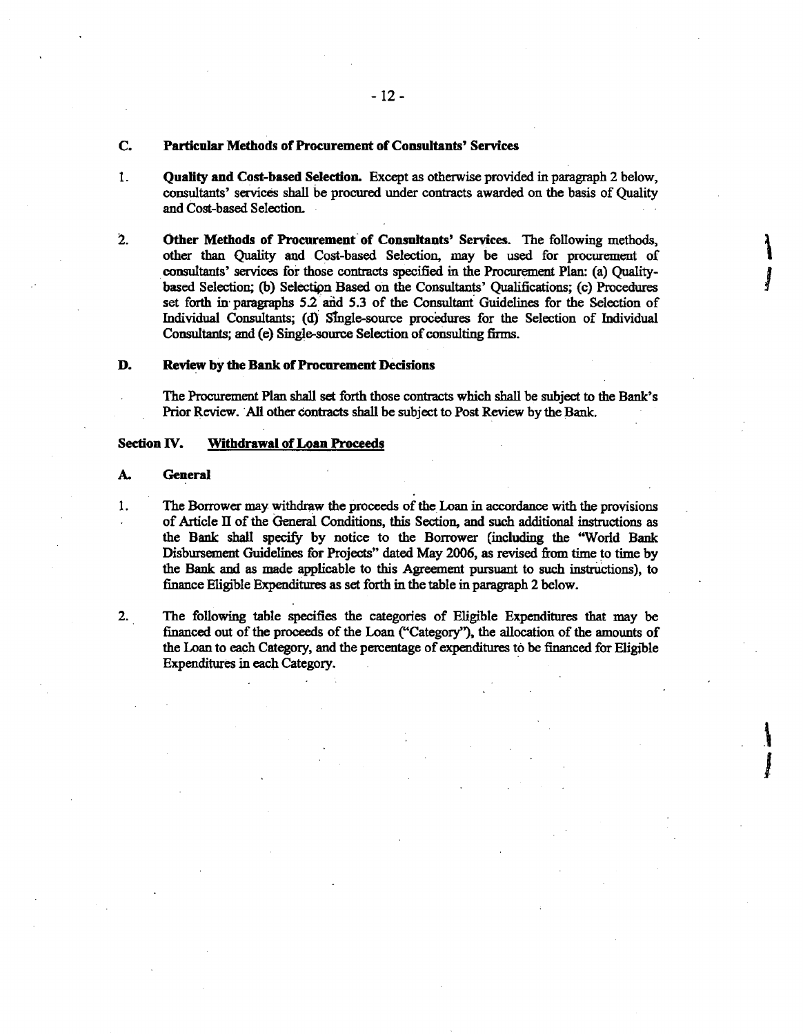### C. Particular Methods of Procurement of Consultants' Services

1. **Quality and Cost-based Selection.** Except as otherwise provided in paragraph 2 below, consultants' services shall be procured under contracts awarded on the basis of Quality and Cost-based Selection.

2. **Other Methods of Procurement of Consultants' Services.** The following methods, other than Quality and Cost-based Selection, may be used for procurement of consultants' services for those contracts specified in the Procurement Plan: (a) Quality-based Selection; (b) Selection Based on the Consultants' Qualifications; (c) Procedures set forth in paragraphs 5.2 and 5.3 of the Consultant Guidelines for the Selection of Individual Consultants; (d) Single-source procedures for the Selection of Individual Consultants; and (e) Single-source Selection of consulting firms.

### D. Review by the Bank of Procurement Decisions

The Procurement Plan shall set forth those contracts which shall be subject to the Bank's Prior Review. All other contracts shall be subject to Post Review by the Bank.

## Section IV. Withdrawal of Loan Proceeds

### A. General

1. The Borrower may withdraw the proceeds of the Loan in accordance with the provisions of Article II of the General Conditions, this Section, and such additional instructions as the Bank shall specify by notice to the Borrower (including the "World Bank Disbursement Guidelines for Projects" dated May 2006, as revised from time to time by the Bank and as made applicable to this Agreement pursuant to such instructions), to finance Eligible Expenditures as set forth in the table in paragraph 2 below.

2. The following table specifies the categories of Eligible Expenditures that may be financed out of the proceeds of the Loan ("Category"), the allocation of the amounts of the Loan to each Category, and the percentage of expenditures to be financed for Eligible Expenditures in each Category.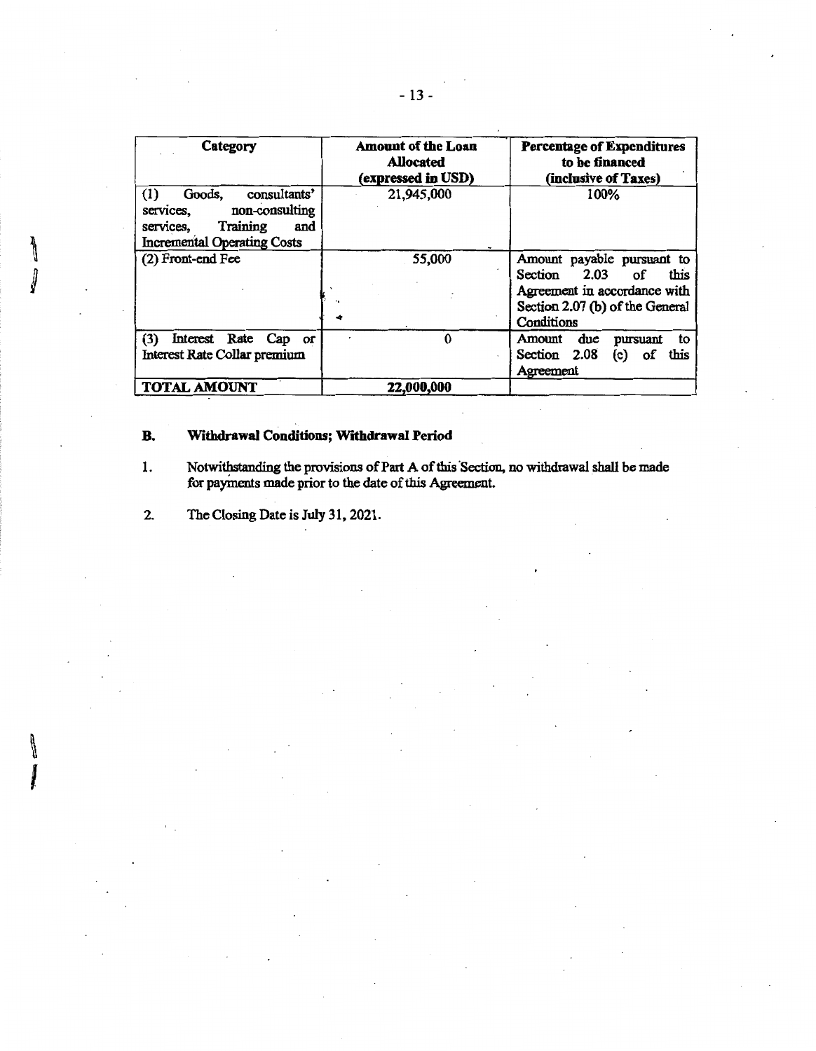| Category | Amount of the Loan Allocated (expressed in USD) | Percentage of Expenditures to be financed (inclusive of Taxes) |
|---|---|---|
| (1) Goods, consultants' services, non-consulting services, Training and Incremental Operating Costs | 21,945,000 | 100% |
| (2) Front-end Fee | 55,000 | Amount payable pursuant to Section 2.03 of this Agreement in accordance with Section 2.07 (b) of the General Conditions |
| (3) Interest Rate Cap or Interest Rate Collar premium | 0 | Amount due pursuant to Section 2.08 (c) of this Agreement |
| **TOTAL AMOUNT** | **22,000,000** | |

### B. Withdrawal Conditions; Withdrawal Period

1. Notwithstanding the provisions of Part A of this Section, no withdrawal shall be made for payments made prior to the date of this Agreement.

2. The Closing Date is July 31, 2021.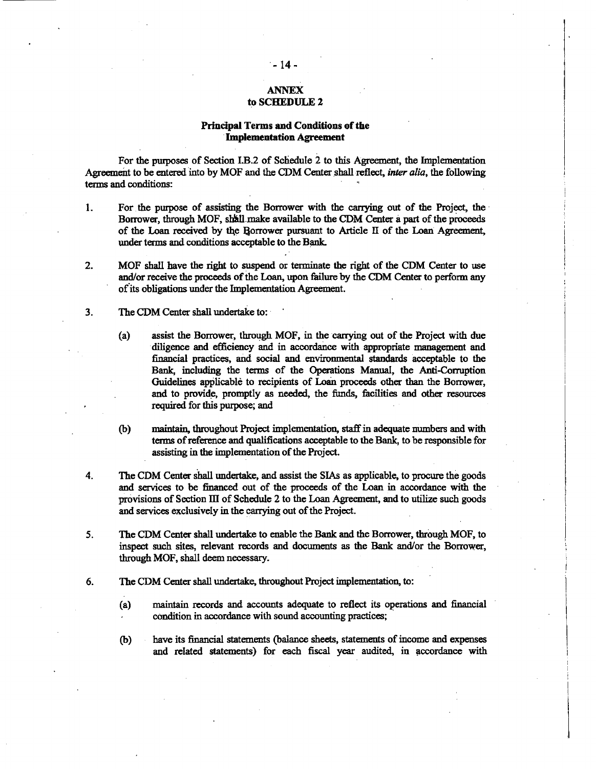## ANNEX
## to SCHEDULE 2

### Principal Terms and Conditions of the Implementation Agreement

For the purposes of Section I.B.2 of Schedule 2 to this Agreement, the Implementation Agreement to be entered into by MOF and the CDM Center shall reflect, *inter alia*, the following terms and conditions:

1. For the purpose of assisting the Borrower with the carrying out of the Project, the Borrower, through MOF, shall make available to the CDM Center a part of the proceeds of the Loan received by the Borrower pursuant to Article II of the Loan Agreement, under terms and conditions acceptable to the Bank.

2. MOF shall have the right to suspend or terminate the right of the CDM Center to use and/or receive the proceeds of the Loan, upon failure by the CDM Center to perform any of its obligations under the Implementation Agreement.

3. The CDM Center shall undertake to:

   (a) assist the Borrower, through MOF, in the carrying out of the Project with due diligence and efficiency and in accordance with appropriate management and financial practices, and social and environmental standards acceptable to the Bank, including the terms of the Operations Manual, the Anti-Corruption Guidelines applicable to recipients of Loan proceeds other than the Borrower, and to provide, promptly as needed, the funds, facilities and other resources required for this purpose; and

   (b) maintain, throughout Project implementation, staff in adequate numbers and with terms of reference and qualifications acceptable to the Bank, to be responsible for assisting in the implementation of the Project.

4. The CDM Center shall undertake, and assist the SIAs as applicable, to procure the goods and services to be financed out of the proceeds of the Loan in accordance with the provisions of Section III of Schedule 2 to the Loan Agreement, and to utilize such goods and services exclusively in the carrying out of the Project.

5. The CDM Center shall undertake to enable the Bank and the Borrower, through MOF, to inspect such sites, relevant records and documents as the Bank and/or the Borrower, through MOF, shall deem necessary.

6. The CDM Center shall undertake, throughout Project implementation, to:

   (a) maintain records and accounts adequate to reflect its operations and financial condition in accordance with sound accounting practices;

   (b) have its financial statements (balance sheets, statements of income and expenses and related statements) for each fiscal year audited, in accordance with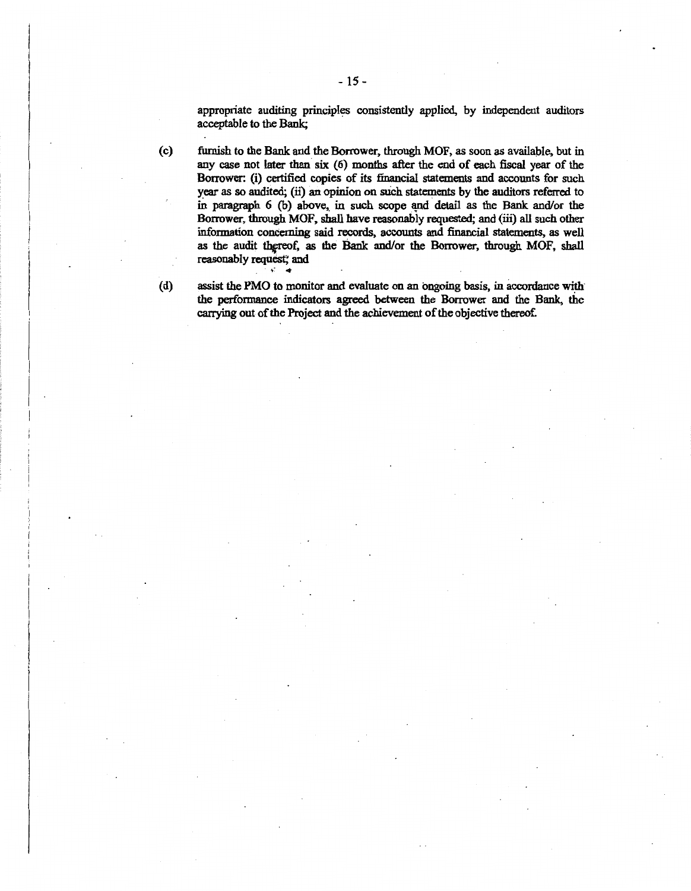appropriate auditing principles consistently applied, by independent auditors acceptable to the Bank;

(c) furnish to the Bank and the Borrower, through MOF, as soon as available, but in any case not later than six (6) months after the end of each fiscal year of the Borrower: (i) certified copies of its financial statements and accounts for such year as so audited; (ii) an opinion on such statements by the auditors referred to in paragraph 6 (b) above, in such scope and detail as the Bank and/or the Borrower, through MOF, shall have reasonably requested; and (iii) all such other information concerning said records, accounts and financial statements, as well as the audit thereof, as the Bank and/or the Borrower, through MOF, shall reasonably request; and

(d) assist the PMO to monitor and evaluate on an ongoing basis, in accordance with the performance indicators agreed between the Borrower and the Bank, the carrying out of the Project and the achievement of the objective thereof.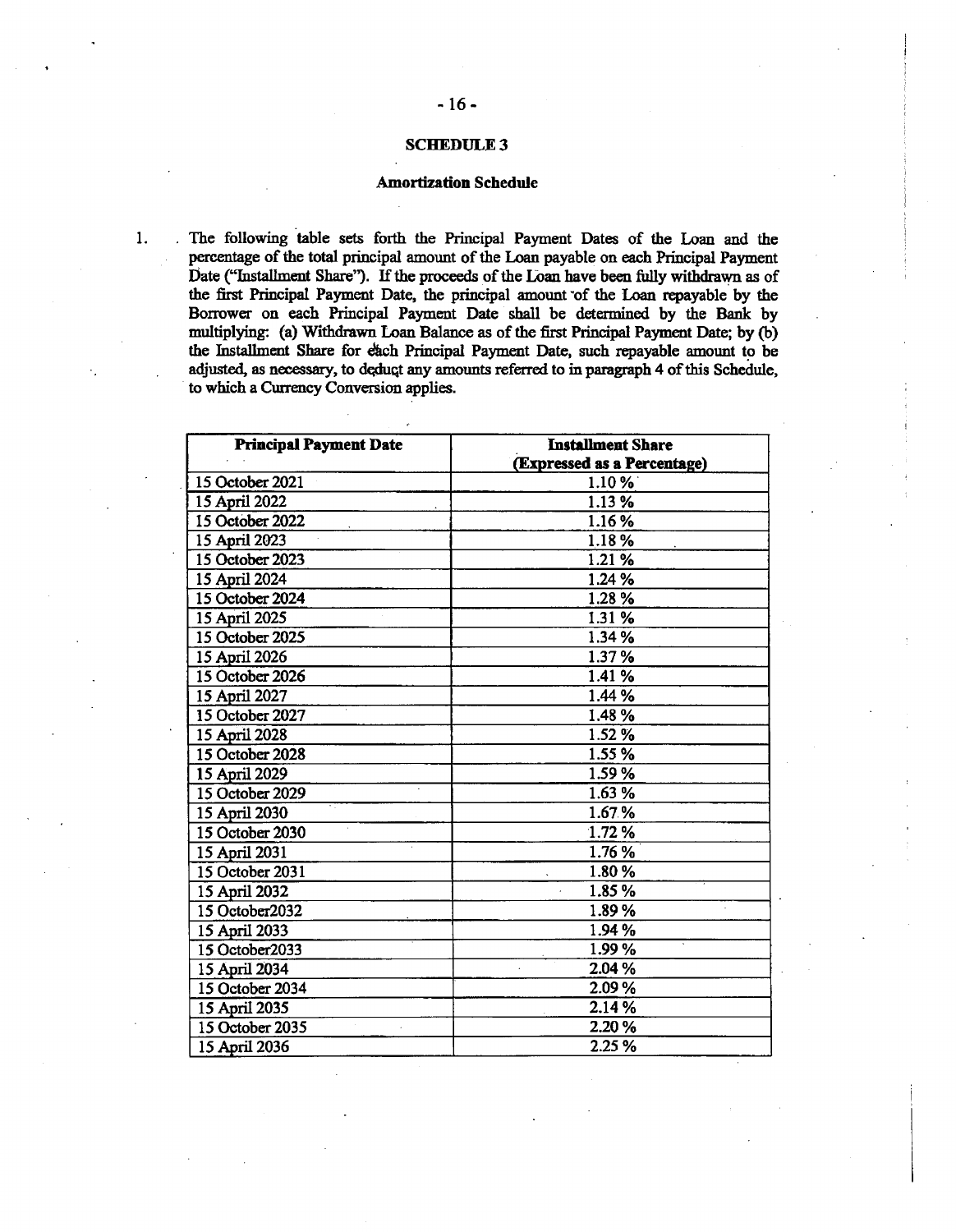## SCHEDULE 3

### Amortization Schedule

1. The following table sets forth the Principal Payment Dates of the Loan and the percentage of the total principal amount of the Loan payable on each Principal Payment Date ("Installment Share"). If the proceeds of the Loan have been fully withdrawn as of the first Principal Payment Date, the principal amount of the Loan repayable by the Borrower on each Principal Payment Date shall be determined by the Bank by multiplying: (a) Withdrawn Loan Balance as of the first Principal Payment Date; by (b) the Installment Share for each Principal Payment Date, such repayable amount to be adjusted, as necessary, to deduct any amounts referred to in paragraph 4 of this Schedule, to which a Currency Conversion applies.

| Principal Payment Date | Installment Share (Expressed as a Percentage) |
|---|---|
| 15 October 2021 | 1.10 % |
| 15 April 2022 | 1.13 % |
| 15 October 2022 | 1.16 % |
| 15 April 2023 | 1.18 % |
| 15 October 2023 | 1.21 % |
| 15 April 2024 | 1.24 % |
| 15 October 2024 | 1.28 % |
| 15 April 2025 | 1.31 % |
| 15 October 2025 | 1.34 % |
| 15 April 2026 | 1.37 % |
| 15 October 2026 | 1.41 % |
| 15 April 2027 | 1.44 % |
| 15 October 2027 | 1.48 % |
| 15 April 2028 | 1.52 % |
| 15 October 2028 | 1.55 % |
| 15 April 2029 | 1.59 % |
| 15 October 2029 | 1.63 % |
| 15 April 2030 | 1.67 % |
| 15 October 2030 | 1.72 % |
| 15 April 2031 | 1.76 % |
| 15 October 2031 | 1.80 % |
| 15 April 2032 | 1.85 % |
| 15 October2032 | 1.89 % |
| 15 April 2033 | 1.94 % |
| 15 October2033 | 1.99 % |
| 15 April 2034 | 2.04 % |
| 15 October 2034 | 2.09 % |
| 15 April 2035 | 2.14 % |
| 15 October 2035 | 2.20 % |
| 15 April 2036 | 2.25 % |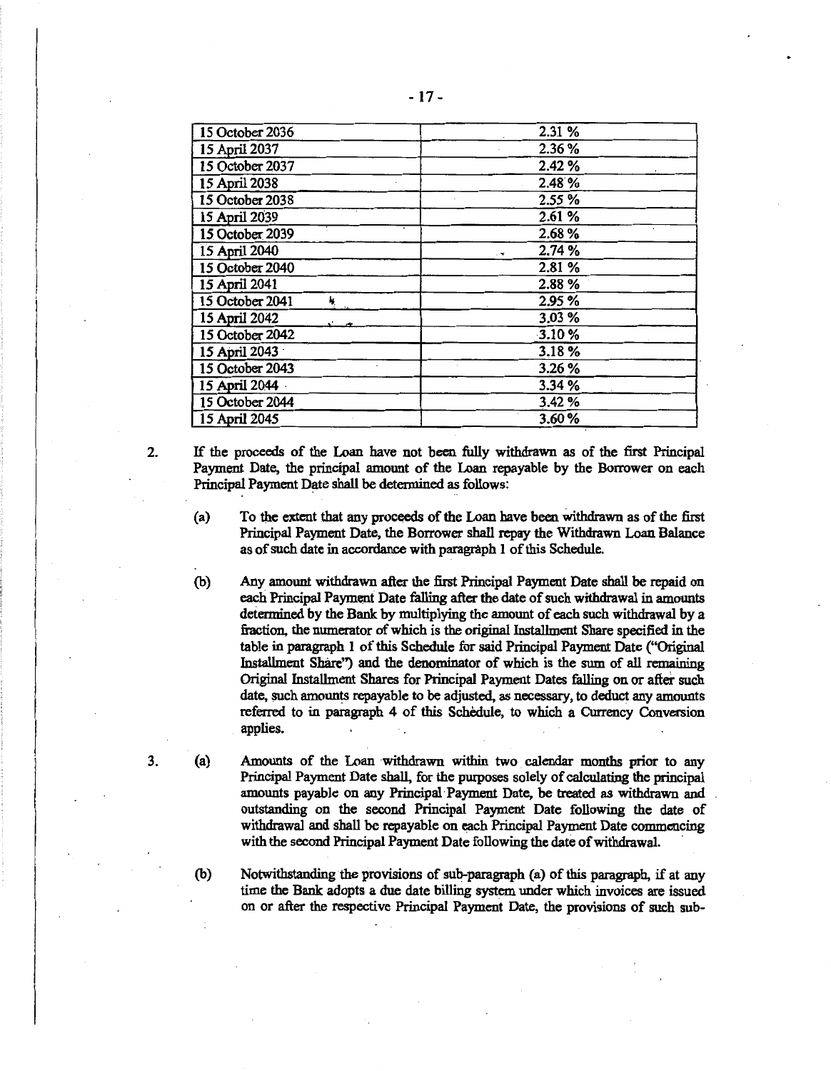| 15 October 2036 | 2.31 % |
|---|---|
| 15 April 2037 | 2.36 % |
| 15 October 2037 | 2.42 % |
| 15 April 2038 | 2.48 % |
| 15 October 2038 | 2.55 % |
| 15 April 2039 | 2.61 % |
| 15 October 2039 | 2.68 % |
| 15 April 2040 | 2.74 % |
| 15 October 2040 | 2.81 % |
| 15 April 2041 | 2.88 % |
| 15 October 2041 | 2.95 % |
| 15 April 2042 | 3.03 % |
| 15 October 2042 | 3.10 % |
| 15 April 2043 | 3.18 % |
| 15 October 2043 | 3.26 % |
| 15 April 2044 | 3.34 % |
| 15 October 2044 | 3.42 % |
| 15 April 2045 | 3.60 % |

2. If the proceeds of the Loan have not been fully withdrawn as of the first Principal Payment Date, the principal amount of the Loan repayable by the Borrower on each Principal Payment Date shall be determined as follows:

   (a) To the extent that any proceeds of the Loan have been withdrawn as of the first Principal Payment Date, the Borrower shall repay the Withdrawn Loan Balance as of such date in accordance with paragraph 1 of this Schedule.

   (b) Any amount withdrawn after the first Principal Payment Date shall be repaid on each Principal Payment Date falling after the date of such withdrawal in amounts determined by the Bank by multiplying the amount of each such withdrawal by a fraction, the numerator of which is the original Installment Share specified in the table in paragraph 1 of this Schedule for said Principal Payment Date ("Original Installment Share") and the denominator of which is the sum of all remaining Original Installment Shares for Principal Payment Dates falling on or after such date, such amounts repayable to be adjusted, as necessary, to deduct any amounts referred to in paragraph 4 of this Schedule, to which a Currency Conversion applies.

3. (a) Amounts of the Loan withdrawn within two calendar months prior to any Principal Payment Date shall, for the purposes solely of calculating the principal amounts payable on any Principal Payment Date, be treated as withdrawn and outstanding on the second Principal Payment Date following the date of withdrawal and shall be repayable on each Principal Payment Date commencing with the second Principal Payment Date following the date of withdrawal.

   (b) Notwithstanding the provisions of sub-paragraph (a) of this paragraph, if at any time the Bank adopts a due date billing system under which invoices are issued on or after the respective Principal Payment Date, the provisions of such sub-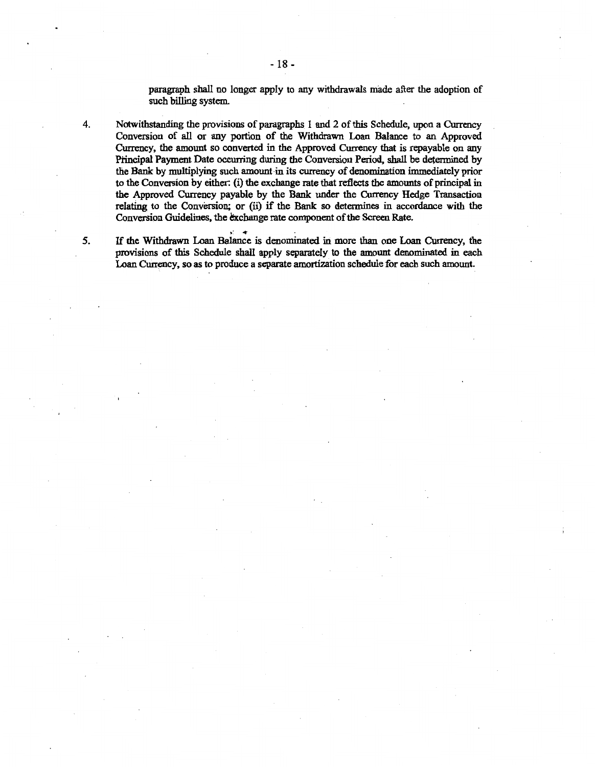paragraph shall no longer apply to any withdrawals made after the adoption of such billing system.

4. Notwithstanding the provisions of paragraphs 1 and 2 of this Schedule, upon a Currency Conversion of all or any portion of the Withdrawn Loan Balance to an Approved Currency, the amount so converted in the Approved Currency that is repayable on any Principal Payment Date occurring during the Conversion Period, shall be determined by the Bank by multiplying such amount in its currency of denomination immediately prior to the Conversion by either: (i) the exchange rate that reflects the amounts of principal in the Approved Currency payable by the Bank under the Currency Hedge Transaction relating to the Conversion; or (ii) if the Bank so determines in accordance with the Conversion Guidelines, the exchange rate component of the Screen Rate.

5. If the Withdrawn Loan Balance is denominated in more than one Loan Currency, the provisions of this Schedule shall apply separately to the amount denominated in each Loan Currency, so as to produce a separate amortization schedule for each such amount.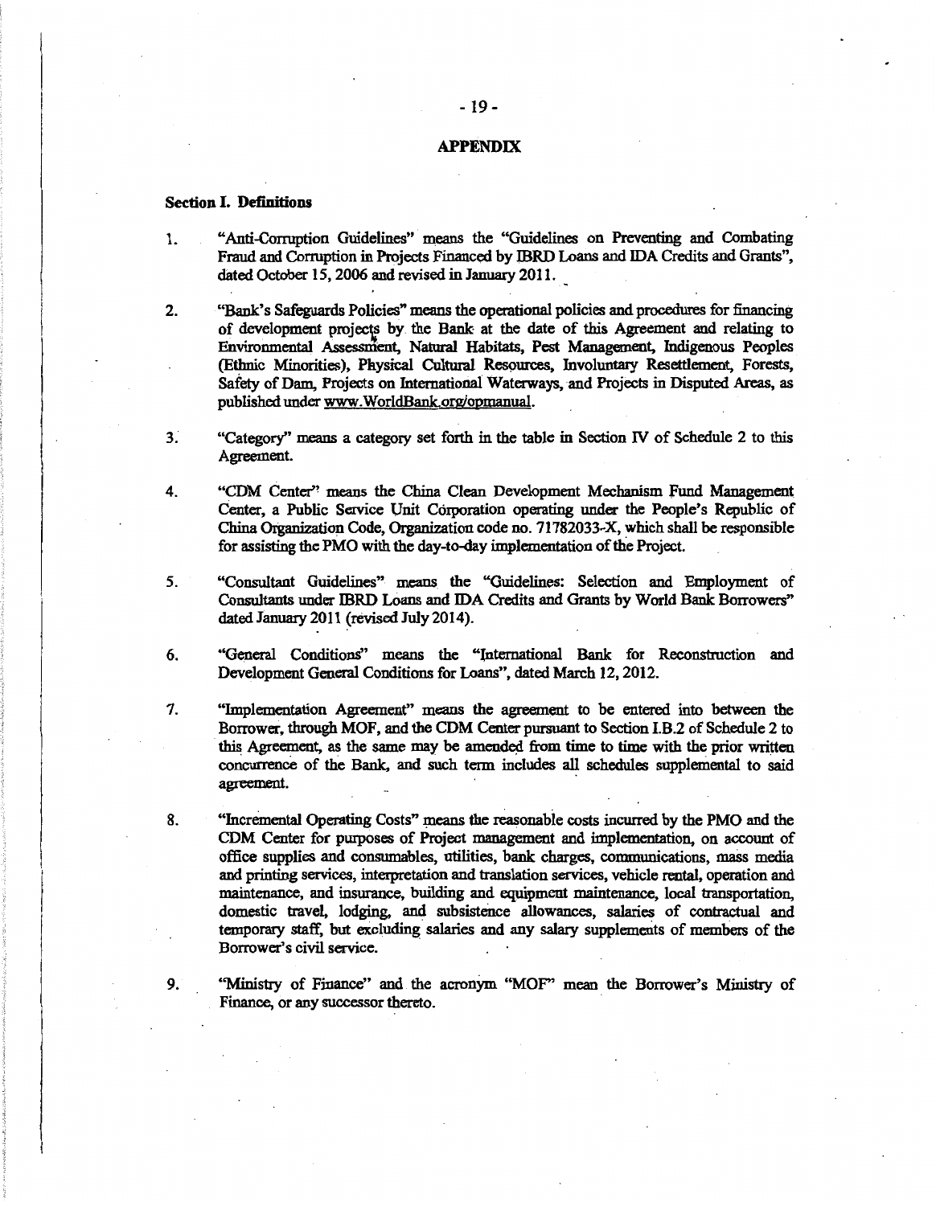# APPENDIX

**Section I. Definitions**

1. "Anti-Corruption Guidelines" means the "Guidelines on Preventing and Combating Fraud and Corruption in Projects Financed by IBRD Loans and IDA Credits and Grants", dated October 15, 2006 and revised in January 2011.

2. "Bank's Safeguards Policies" means the operational policies and procedures for financing of development projects by the Bank at the date of this Agreement and relating to Environmental Assessment, Natural Habitats, Pest Management, Indigenous Peoples (Ethnic Minorities), Physical Cultural Resources, Involuntary Resettlement, Forests, Safety of Dam, Projects on International Waterways, and Projects in Disputed Areas, as published under www.WorldBank.org/opmanual.

3. "Category" means a category set forth in the table in Section IV of Schedule 2 to this Agreement.

4. "CDM Center" means the China Clean Development Mechanism Fund Management Center, a Public Service Unit Corporation operating under the People's Republic of China Organization Code, Organization code no. 71782033-X, which shall be responsible for assisting the PMO with the day-to-day implementation of the Project.

5. "Consultant Guidelines" means the "Guidelines: Selection and Employment of Consultants under IBRD Loans and IDA Credits and Grants by World Bank Borrowers" dated January 2011 (revised July 2014).

6. "General Conditions" means the "International Bank for Reconstruction and Development General Conditions for Loans", dated March 12, 2012.

7. "Implementation Agreement" means the agreement to be entered into between the Borrower, through MOF, and the CDM Center pursuant to Section I.B.2 of Schedule 2 to this Agreement, as the same may be amended from time to time with the prior written concurrence of the Bank, and such term includes all schedules supplemental to said agreement.

8. "Incremental Operating Costs" means the reasonable costs incurred by the PMO and the CDM Center for purposes of Project management and implementation, on account of office supplies and consumables, utilities, bank charges, communications, mass media and printing services, interpretation and translation services, vehicle rental, operation and maintenance, and insurance, building and equipment maintenance, local transportation, domestic travel, lodging, and subsistence allowances, salaries of contractual and temporary staff, but excluding salaries and any salary supplements of members of the Borrower's civil service.

9. "Ministry of Finance" and the acronym "MOF" mean the Borrower's Ministry of Finance, or any successor thereto.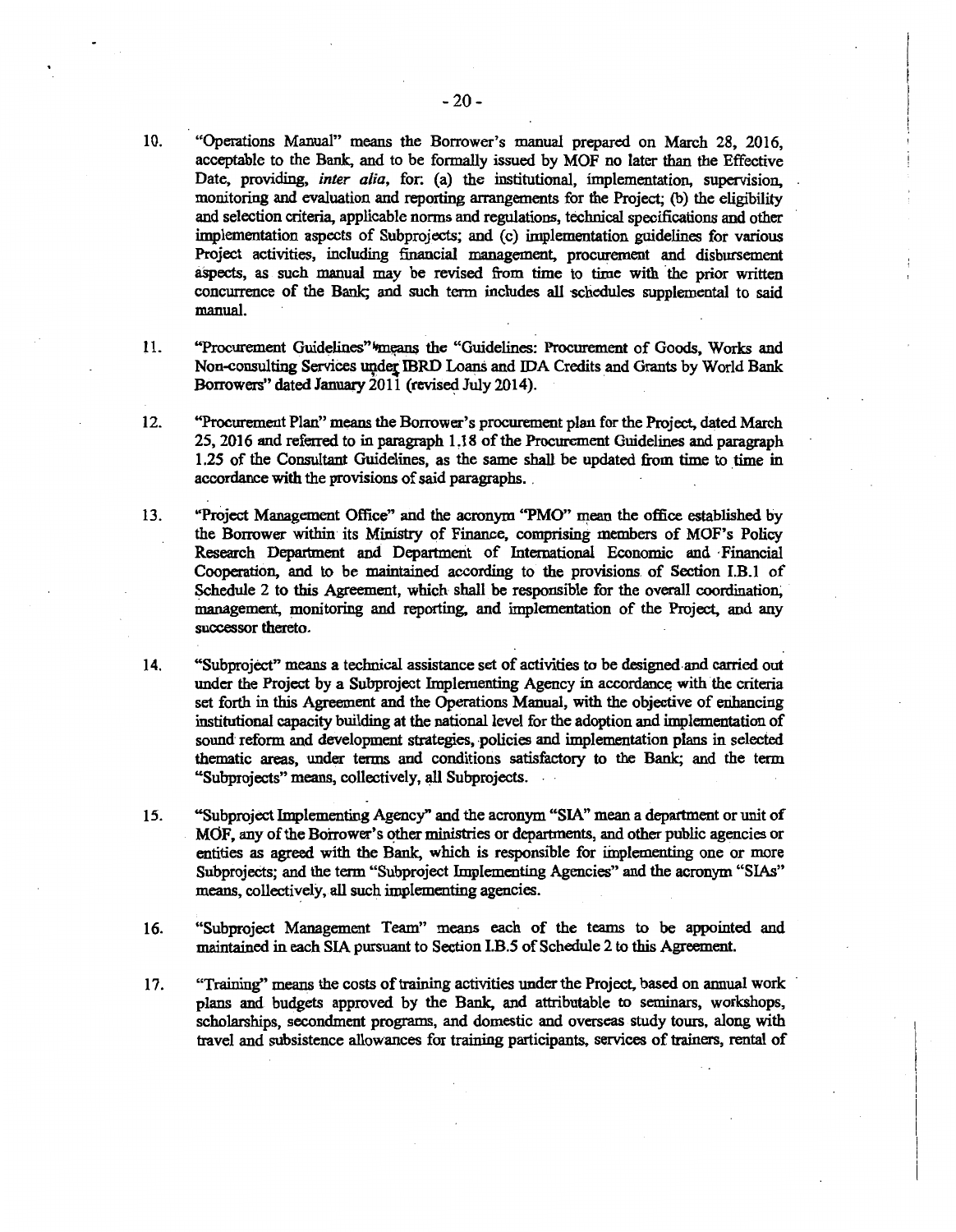10. "Operations Manual" means the Borrower's manual prepared on March 28, 2016, acceptable to the Bank, and to be formally issued by MOF no later than the Effective Date, providing, *inter alia*, for: (a) the institutional, implementation, supervision, monitoring and evaluation and reporting arrangements for the Project; (b) the eligibility and selection criteria, applicable norms and regulations, technical specifications and other implementation aspects of Subprojects; and (c) implementation guidelines for various Project activities, including financial management, procurement and disbursement aspects, as such manual may be revised from time to time with the prior written concurrence of the Bank; and such term includes all schedules supplemental to said manual.

11. "Procurement Guidelines" means the "Guidelines: Procurement of Goods, Works and Non-consulting Services under IBRD Loans and IDA Credits and Grants by World Bank Borrowers" dated January 2011 (revised July 2014).

12. "Procurement Plan" means the Borrower's procurement plan for the Project, dated March 25, 2016 and referred to in paragraph 1.18 of the Procurement Guidelines and paragraph 1.25 of the Consultant Guidelines, as the same shall be updated from time to time in accordance with the provisions of said paragraphs.

13. "Project Management Office" and the acronym "PMO" mean the office established by the Borrower within its Ministry of Finance, comprising members of MOF's Policy Research Department and Department of International Economic and Financial Cooperation, and to be maintained according to the provisions of Section I.B.1 of Schedule 2 to this Agreement, which shall be responsible for the overall coordination, management, monitoring and reporting, and implementation of the Project, and any successor thereto.

14. "Subproject" means a technical assistance set of activities to be designed and carried out under the Project by a Subproject Implementing Agency in accordance with the criteria set forth in this Agreement and the Operations Manual, with the objective of enhancing institutional capacity building at the national level for the adoption and implementation of sound reform and development strategies, policies and implementation plans in selected thematic areas, under terms and conditions satisfactory to the Bank; and the term "Subprojects" means, collectively, all Subprojects.

15. "Subproject Implementing Agency" and the acronym "SIA" mean a department or unit of MOF, any of the Borrower's other ministries or departments, and other public agencies or entities as agreed with the Bank, which is responsible for implementing one or more Subprojects; and the term "Subproject Implementing Agencies" and the acronym "SIAs" means, collectively, all such implementing agencies.

16. "Subproject Management Team" means each of the teams to be appointed and maintained in each SIA pursuant to Section I.B.5 of Schedule 2 to this Agreement.

17. "Training" means the costs of training activities under the Project, based on annual work plans and budgets approved by the Bank, and attributable to seminars, workshops, scholarships, secondment programs, and domestic and overseas study tours, along with travel and subsistence allowances for training participants, services of trainers, rental of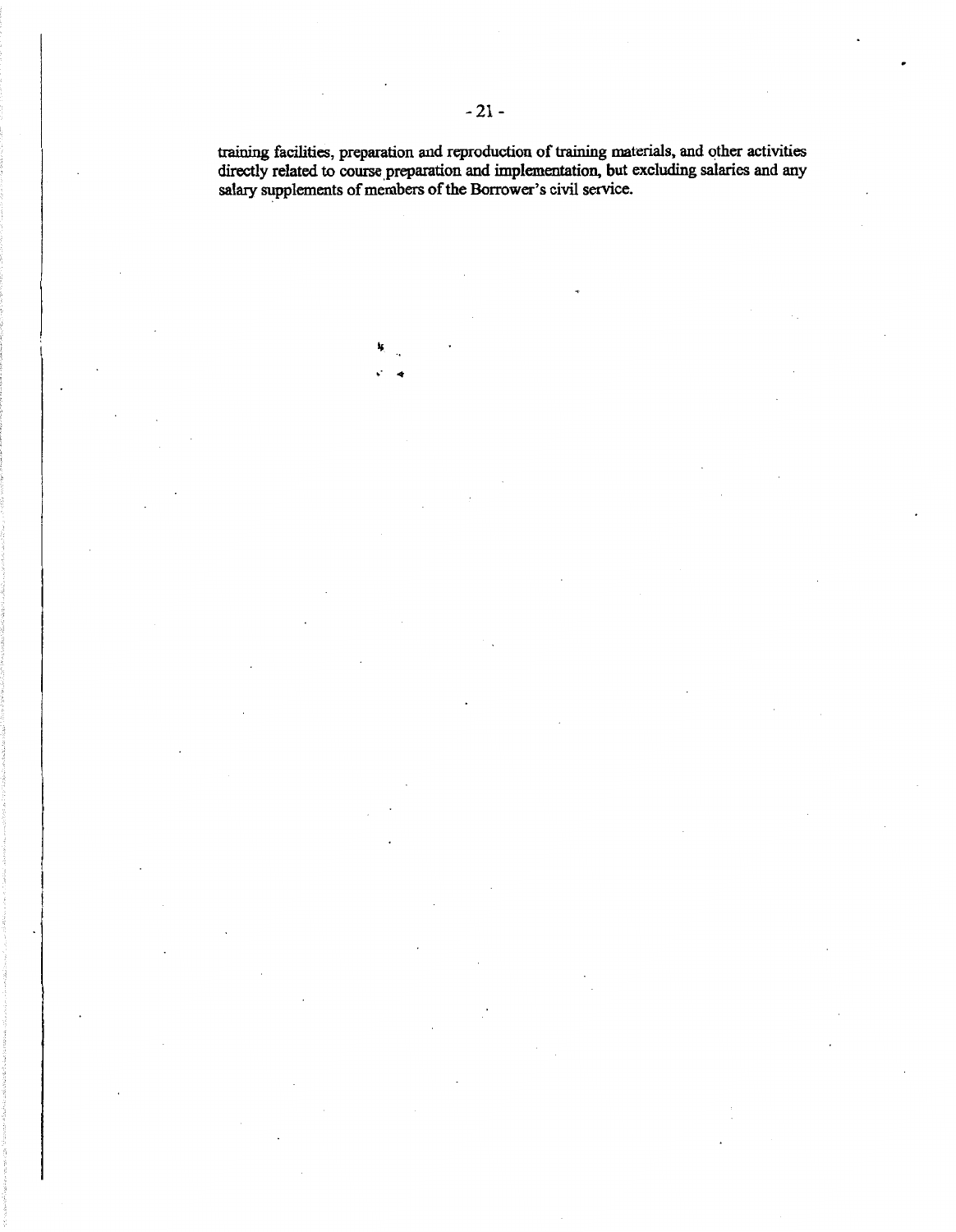training facilities, preparation and reproduction of training materials, and other activities directly related to course preparation and implementation, but excluding salaries and any salary supplements of members of the Borrower's civil service.